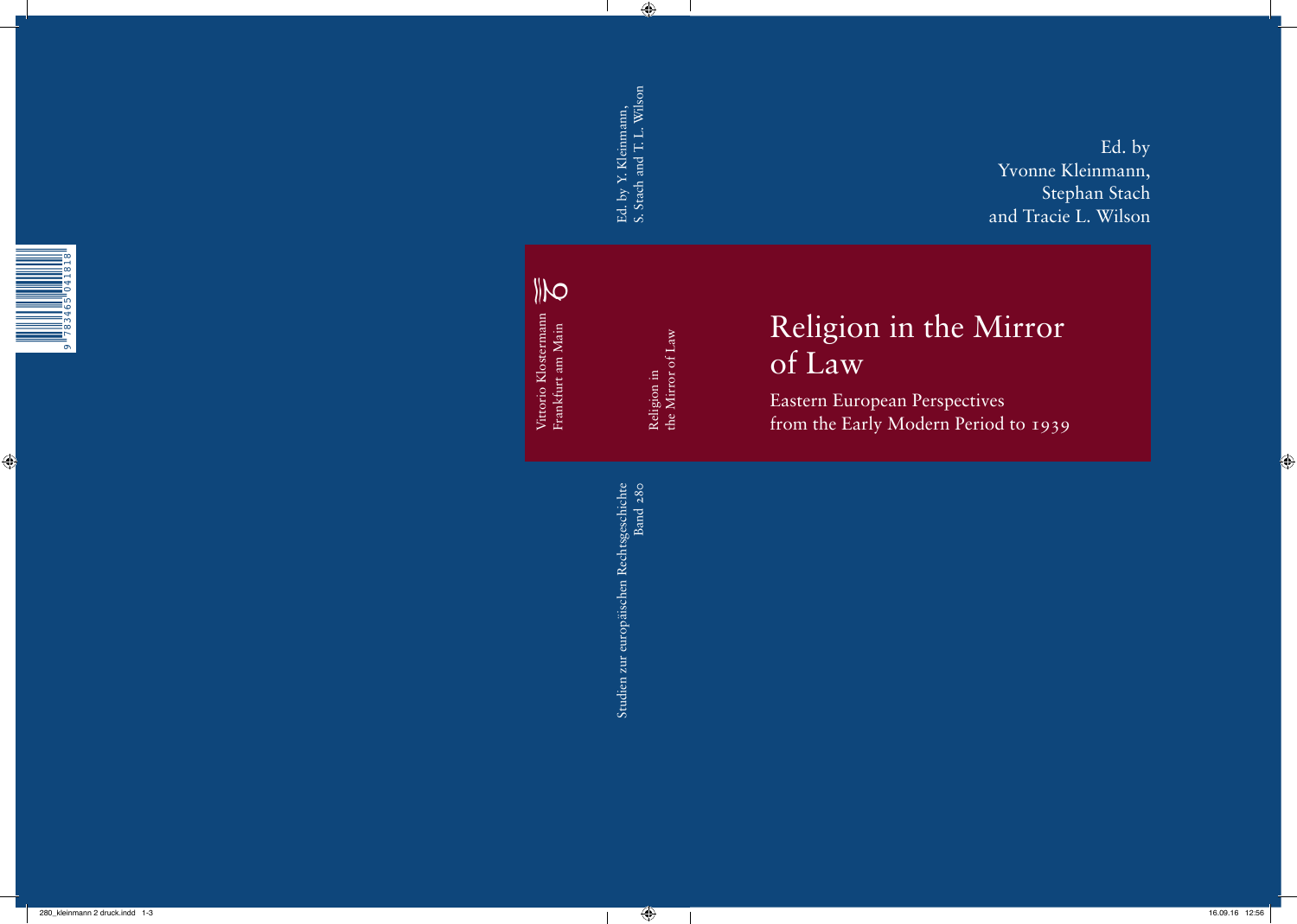Ed. by Yvonne Kleinmann, Stephan Stach and Tracie L. Wilson

# Religion in the Mirror of Law

## Eastern European Perspectives from the Early Modern Period to 1939

Ed. by Y. Kleinmann, S. Stach and T. L. Wilson

Religion in the Mirror of Law

Vittorio Klostermann
Frankfurt am Main

Studien zur europäischen Rechtsgeschichte
Band 280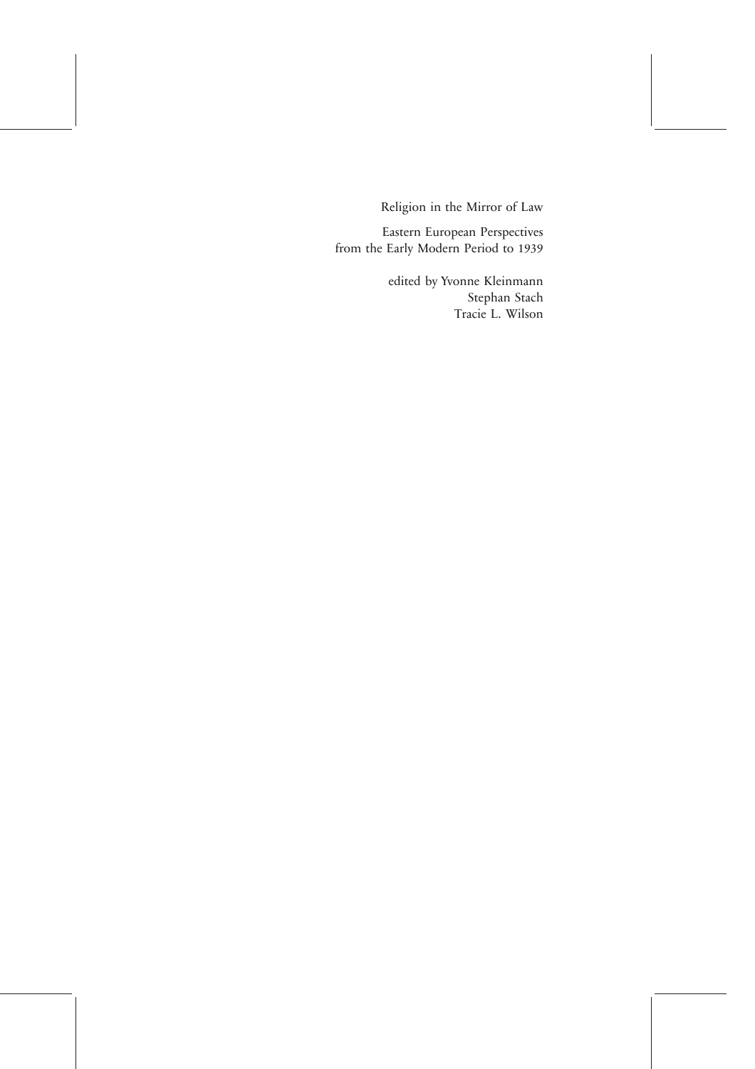# Religion in the Mirror of Law

## Eastern European Perspectives from the Early Modern Period to 1939

edited by Yvonne Kleinmann
Stephan Stach
Tracie L. Wilson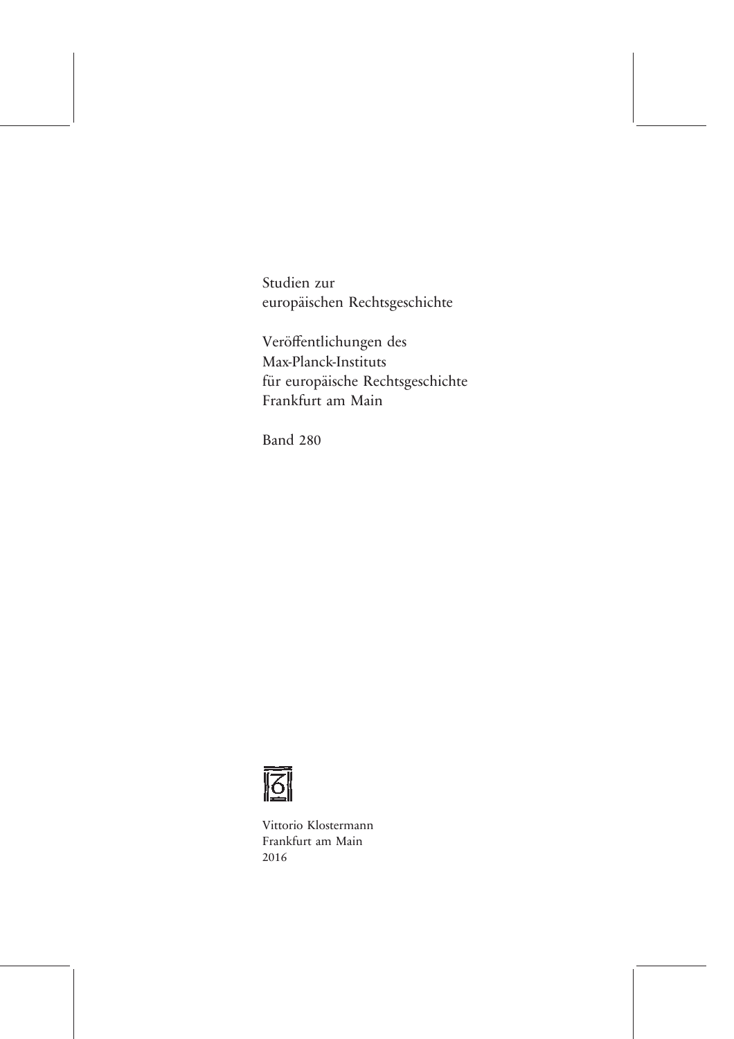Studien zur
europäischen Rechtsgeschichte

Veröffentlichungen des
Max-Planck-Instituts
für europäische Rechtsgeschichte
Frankfurt am Main

Band 280

Vittorio Klostermann
Frankfurt am Main
2016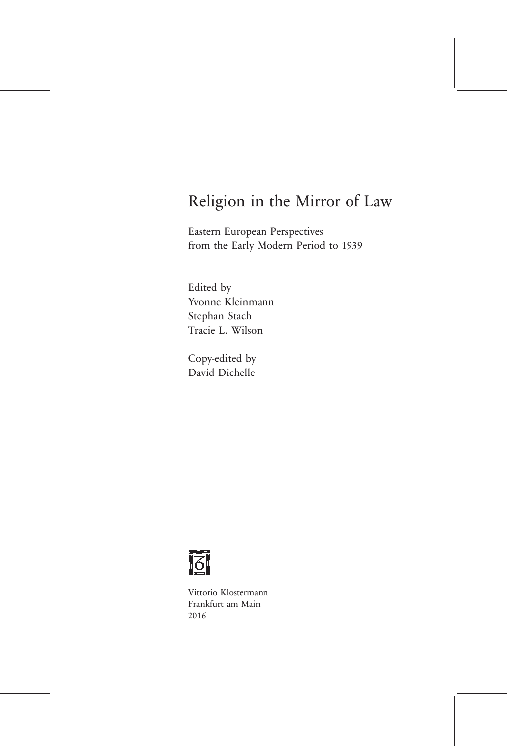# Religion in the Mirror of Law

Eastern European Perspectives from the Early Modern Period to 1939

Edited by
Yvonne Kleinmann
Stephan Stach
Tracie L. Wilson

Copy-edited by
David Dichelle

Vittorio Klostermann
Frankfurt am Main
2016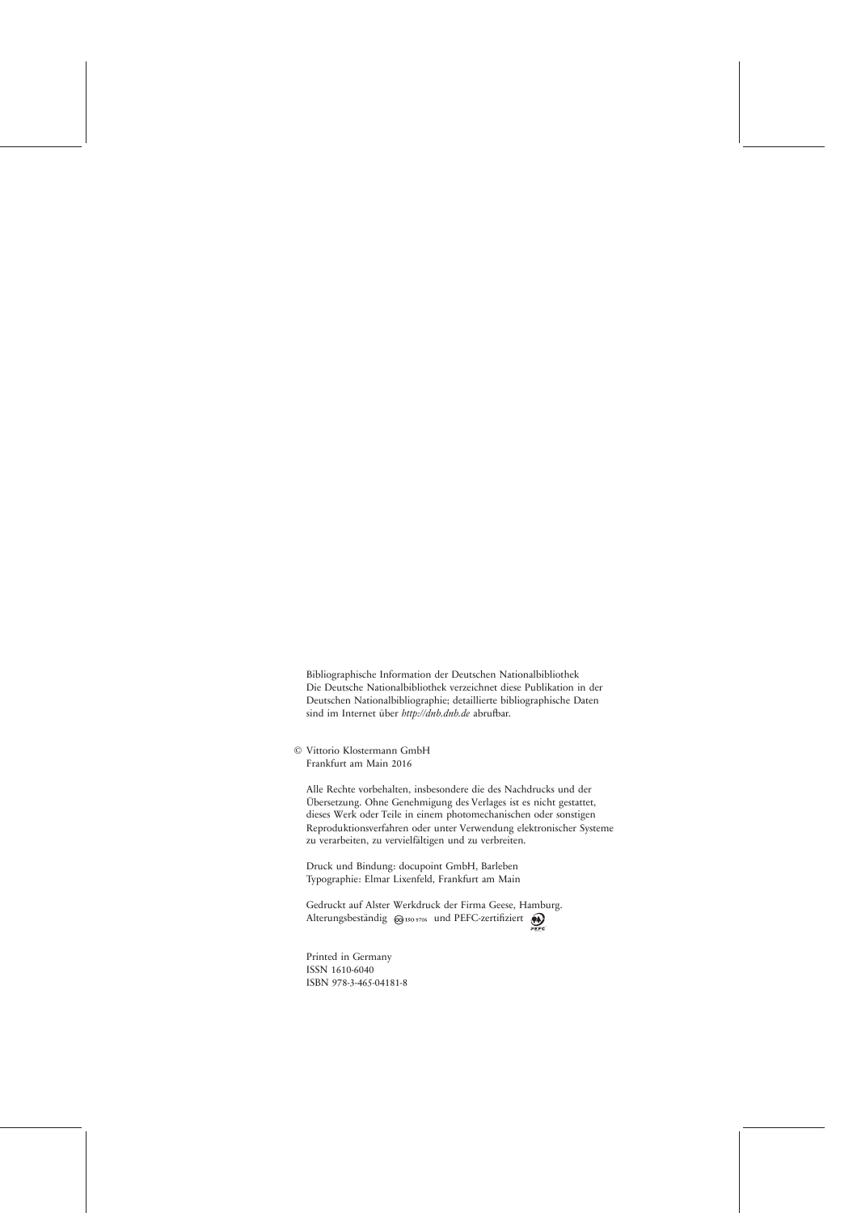Bibliographische Information der Deutschen Nationalbibliothek
Die Deutsche Nationalbibliothek verzeichnet diese Publikation in der Deutschen Nationalbibliographie; detaillierte bibliographische Daten sind im Internet über *http://dnb.dnb.de* abrufbar.

© Vittorio Klostermann GmbH
Frankfurt am Main 2016

Alle Rechte vorbehalten, insbesondere die des Nachdrucks und der Übersetzung. Ohne Genehmigung des Verlages ist es nicht gestattet, dieses Werk oder Teile in einem photomechanischen oder sonstigen Reproduktionsverfahren oder unter Verwendung elektronischer Systeme zu verarbeiten, zu vervielfältigen und zu verbreiten.

Druck und Bindung: docupoint GmbH, Barleben
Typographie: Elmar Lixenfeld, Frankfurt am Main

Gedruckt auf Alster Werkdruck der Firma Geese, Hamburg.
Alterungsbeständig ISO 9706 und PEFC-zertifiziert

Printed in Germany
ISSN 1610-6040
ISBN 978-3-465-04181-8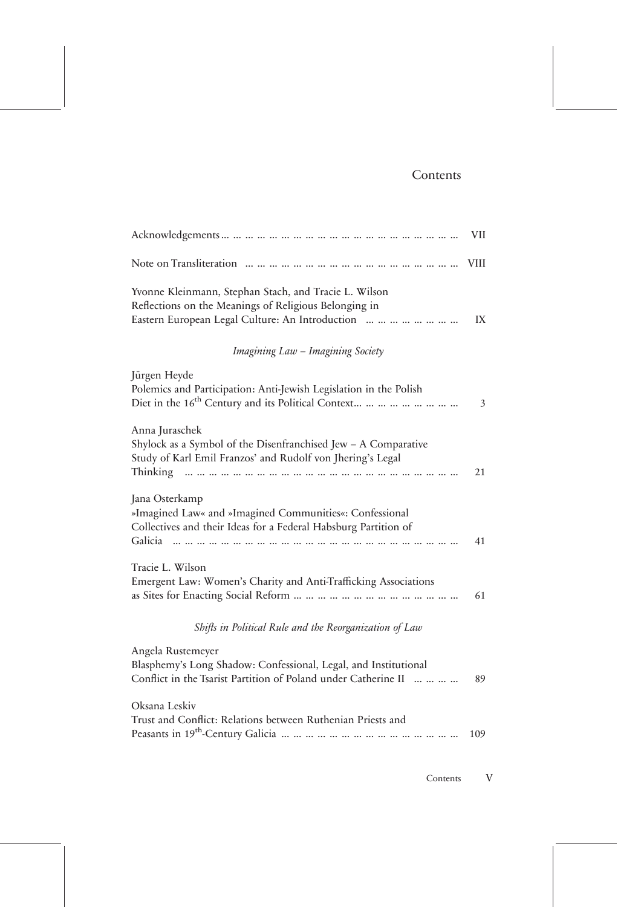# Contents

Acknowledgements ... ... ... ... ... ... ... ... ... ... ... ... ... ... ... ... ... ... ... VII

Note on Transliteration ... ... ... ... ... ... ... ... ... ... ... ... ... ... ... ... ... VIII

Yvonne Kleinmann, Stephan Stach, and Tracie L. Wilson
Reflections on the Meanings of Religious Belonging in Eastern European Legal Culture: An Introduction ... ... ... ... ... ... ... IX

*Imagining Law – Imagining Society*

Jürgen Heyde
Polemics and Participation: Anti-Jewish Legislation in the Polish Diet in the 16th Century and its Political Context... ... ... ... ... ... ... ... 3

Anna Juraschek
Shylock as a Symbol of the Disenfranchised Jew – A Comparative Study of Karl Emil Franzos' and Rudolf von Jhering's Legal Thinking ... ... ... ... ... ... ... ... ... ... ... ... ... ... ... ... ... ... ... ... ... 21

Jana Osterkamp
»Imagined Law« and »Imagined Communities«: Confessional Collectives and their Ideas for a Federal Habsburg Partition of Galicia ... ... ... ... ... ... ... ... ... ... ... ... ... ... ... ... ... ... ... ... ... ... 41

Tracie L. Wilson
Emergent Law: Women's Charity and Anti-Trafficking Associations as Sites for Enacting Social Reform ... ... ... ... ... ... ... ... ... ... ... ... ... 61

*Shifts in Political Rule and the Reorganization of Law*

Angela Rustemeyer
Blasphemy's Long Shadow: Confessional, Legal, and Institutional Conflict in the Tsarist Partition of Poland under Catherine II ... ... ... ... 89

Oksana Leskiv
Trust and Conflict: Relations between Ruthenian Priests and Peasants in 19th-Century Galicia ... ... ... ... ... ... ... ... ... ... ... ... ... ... 109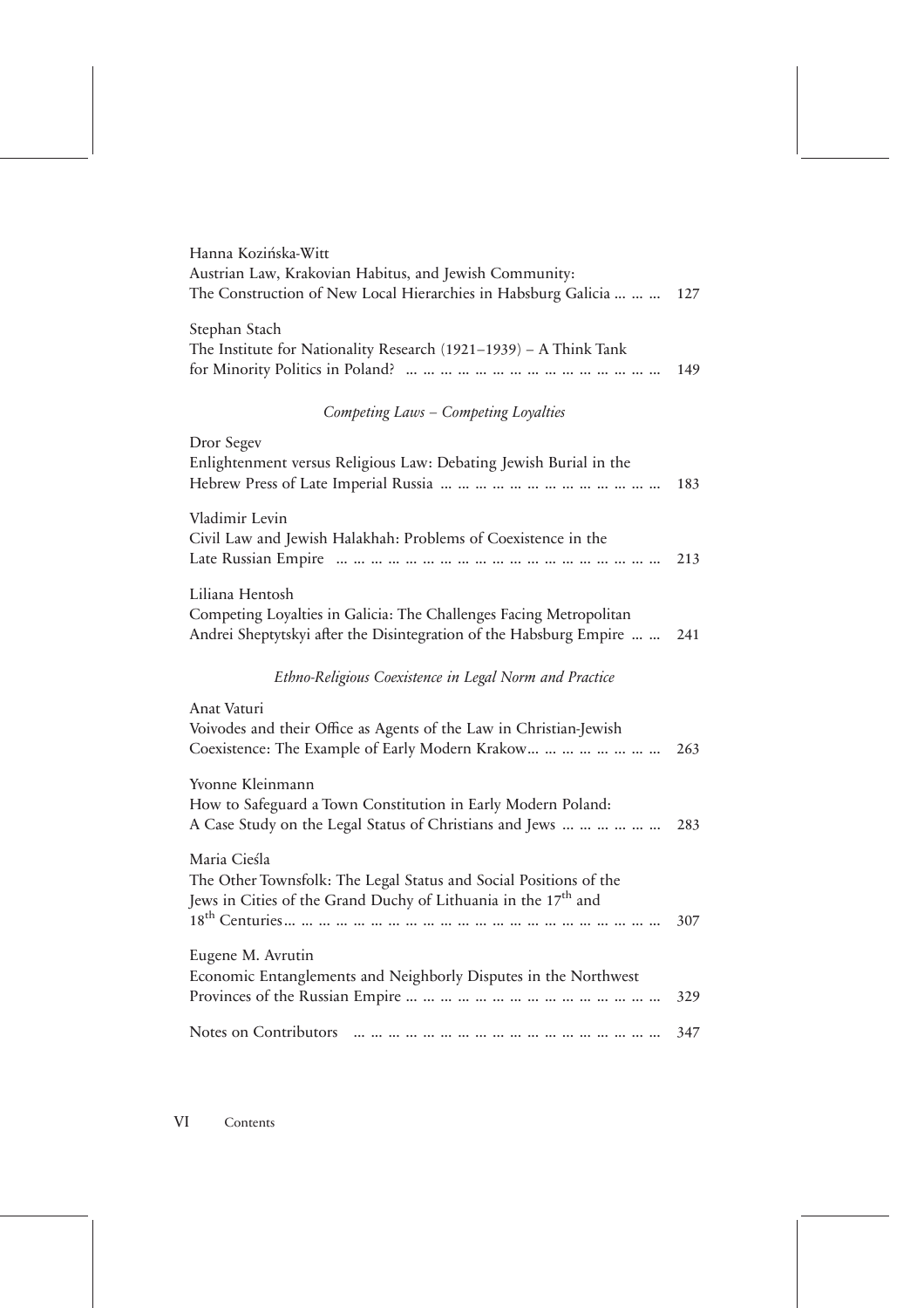Hanna Kozińska-Witt
Austrian Law, Krakovian Habitus, and Jewish Community:
The Construction of New Local Hierarchies in Habsburg Galicia … … … 127

Stephan Stach
The Institute for Nationality Research (1921–1939) – A Think Tank
for Minority Politics in Poland? … … … … … … … … … … … … … … 149

*Competing Laws – Competing Loyalties*

Dror Segev
Enlightenment versus Religious Law: Debating Jewish Burial in the
Hebrew Press of Late Imperial Russia … … … … … … … … … … … … 183

Vladimir Levin
Civil Law and Jewish Halakhah: Problems of Coexistence in the
Late Russian Empire … … … … … … … … … … … … … … … … … … 213

Liliana Hentosh
Competing Loyalties in Galicia: The Challenges Facing Metropolitan
Andrei Sheptytskyi after the Disintegration of the Habsburg Empire … … 241

*Ethno-Religious Coexistence in Legal Norm and Practice*

Anat Vaturi
Voivodes and their Office as Agents of the Law in Christian-Jewish
Coexistence: The Example of Early Modern Krakow… … … … … … … 263

Yvonne Kleinmann
How to Safeguard a Town Constitution in Early Modern Poland:
A Case Study on the Legal Status of Christians and Jews … … … … … 283

Maria Cieśla
The Other Townsfolk: The Legal Status and Social Positions of the
Jews in Cities of the Grand Duchy of Lithuania in the 17th and
18th Centuries… … … … … … … … … … … … … … … … … … … … 307

Eugene M. Avrutin
Economic Entanglements and Neighborly Disputes in the Northwest
Provinces of the Russian Empire … … … … … … … … … … … … … 329

Notes on Contributors … … … … … … … … … … … … … … … … 347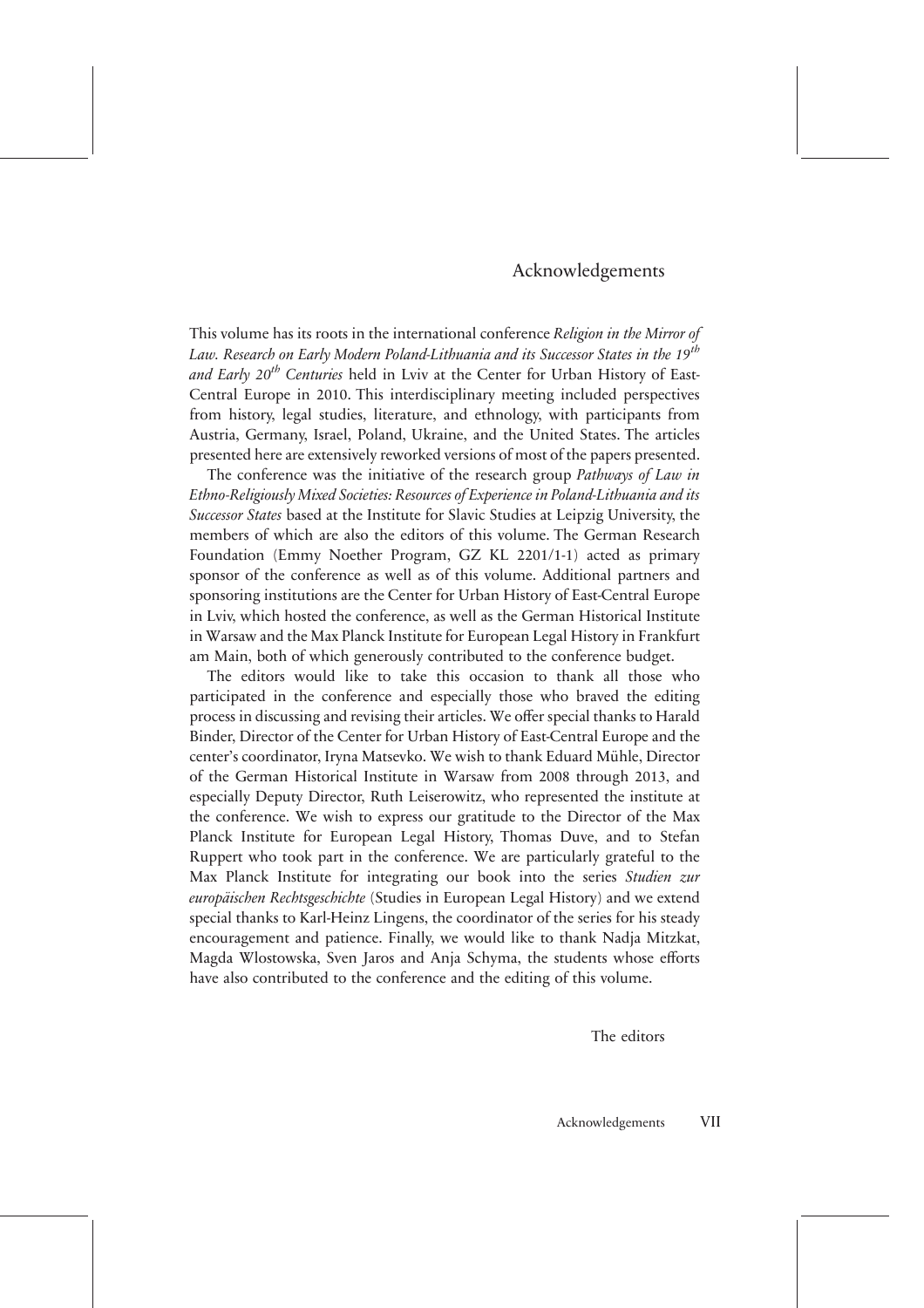# Acknowledgements

This volume has its roots in the international conference *Religion in the Mirror of Law. Research on Early Modern Poland-Lithuania and its Successor States in the 19th and Early 20th Centuries* held in Lviv at the Center for Urban History of East-Central Europe in 2010. This interdisciplinary meeting included perspectives from history, legal studies, literature, and ethnology, with participants from Austria, Germany, Israel, Poland, Ukraine, and the United States. The articles presented here are extensively reworked versions of most of the papers presented.

The conference was the initiative of the research group *Pathways of Law in Ethno-Religiously Mixed Societies: Resources of Experience in Poland-Lithuania and its Successor States* based at the Institute for Slavic Studies at Leipzig University, the members of which are also the editors of this volume. The German Research Foundation (Emmy Noether Program, GZ KL 2201/1-1) acted as primary sponsor of the conference as well as of this volume. Additional partners and sponsoring institutions are the Center for Urban History of East-Central Europe in Lviv, which hosted the conference, as well as the German Historical Institute in Warsaw and the Max Planck Institute for European Legal History in Frankfurt am Main, both of which generously contributed to the conference budget.

The editors would like to take this occasion to thank all those who participated in the conference and especially those who braved the editing process in discussing and revising their articles. We offer special thanks to Harald Binder, Director of the Center for Urban History of East-Central Europe and the center's coordinator, Iryna Matsevko. We wish to thank Eduard Mühle, Director of the German Historical Institute in Warsaw from 2008 through 2013, and especially Deputy Director, Ruth Leiserowitz, who represented the institute at the conference. We wish to express our gratitude to the Director of the Max Planck Institute for European Legal History, Thomas Duve, and to Stefan Ruppert who took part in the conference. We are particularly grateful to the Max Planck Institute for integrating our book into the series *Studien zur europäischen Rechtsgeschichte* (Studies in European Legal History) and we extend special thanks to Karl-Heinz Lingens, the coordinator of the series for his steady encouragement and patience. Finally, we would like to thank Nadja Mitzkat, Magda Wlostowska, Sven Jaros and Anja Schyma, the students whose efforts have also contributed to the conference and the editing of this volume.

The editors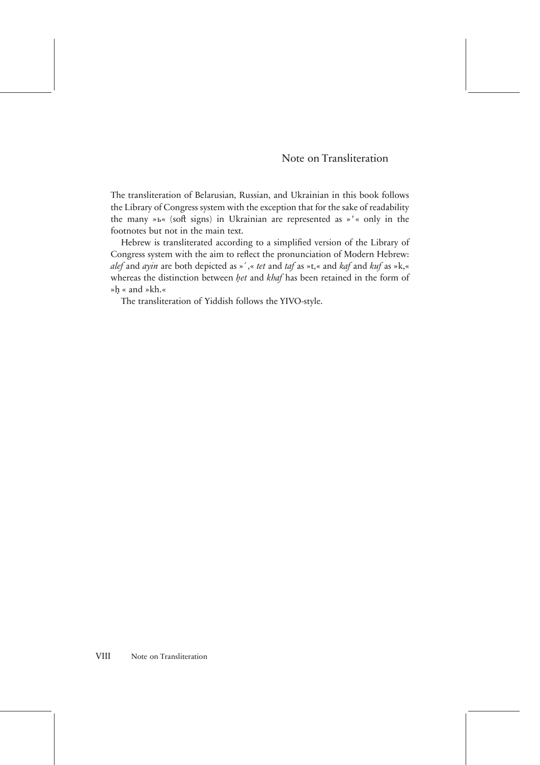# Note on Transliteration

The transliteration of Belarusian, Russian, and Ukrainian in this book follows the Library of Congress system with the exception that for the sake of readability the many »ь« (soft signs) in Ukrainian are represented as »'« only in the footnotes but not in the main text.

Hebrew is transliterated according to a simplified version of the Library of Congress system with the aim to reflect the pronunciation of Modern Hebrew: *alef* and *ayin* are both depicted as »ʹ,« *tet* and *taf* as »t,« and *kaf* and *kuf* as »k,« whereas the distinction between *ḥet* and *khaf* has been retained in the form of »ḥ « and »kh.«

The transliteration of Yiddish follows the YIVO-style.